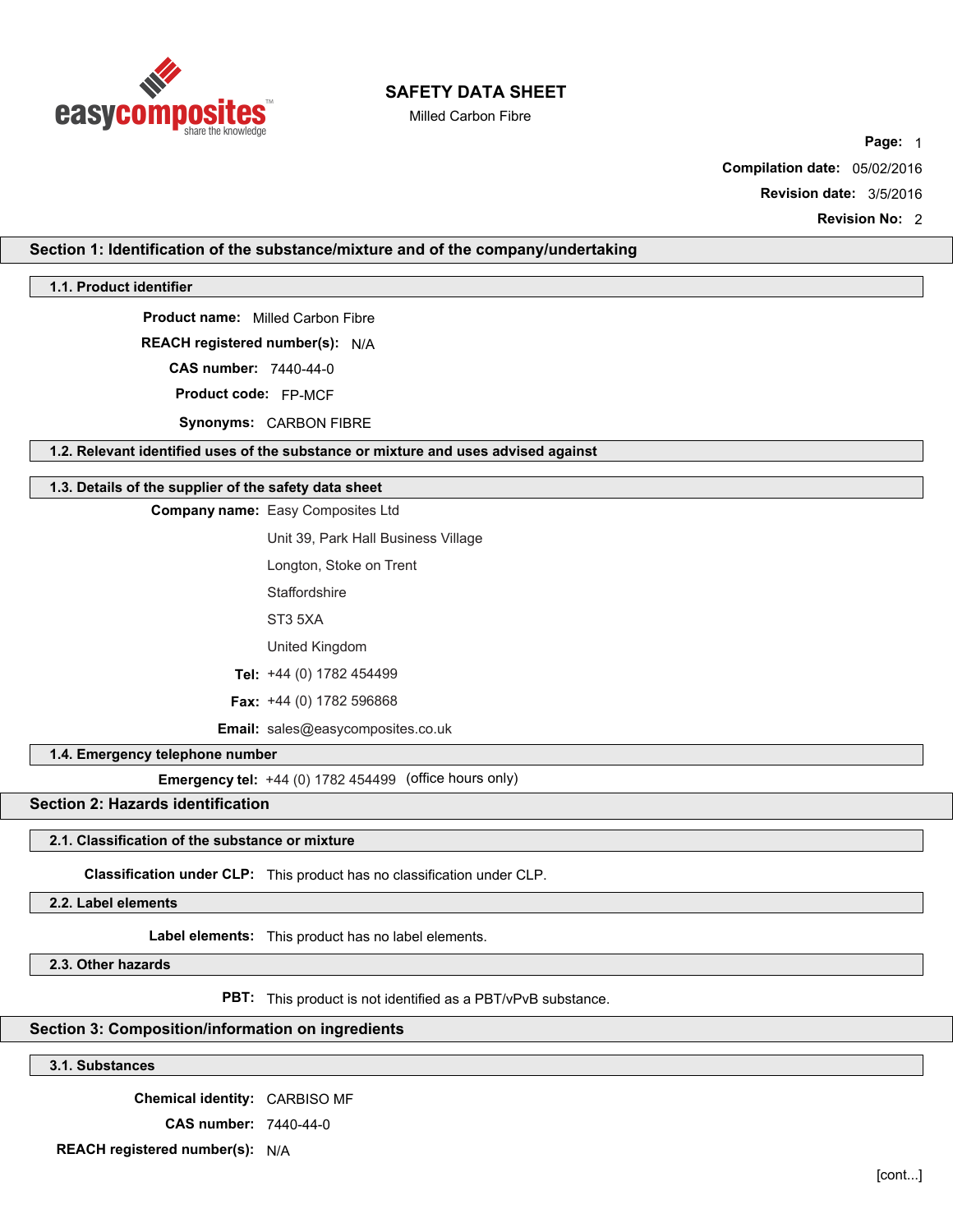# SAFETY DATA SHEET

Milled Carbon Fibre

**Page:** 1

**Compilation date:** 05/02/2016

**Revision date:** 3/5/2016

**Revision No:** 2

## Section 1: Identification of the substance/mixture and of the company/undertaking

### 1.1. Product identifier

**Product name:** Milled Carbon Fibre

**REACH registered number(s):** N/A

**CAS number:** 7440-44-0

**Product code:** FP-MCF

**Synonyms:** CARBON FIBRE

### 1.2. Relevant identified uses of the substance or mixture and uses advised against

### 1.3. Details of the supplier of the safety data sheet

**Company name:** Easy Composites Ltd

Unit 39, Park Hall Business Village

Longton, Stoke on Trent

Staffordshire

ST3 5XA

United Kingdom

**Tel:** +44 (0) 1782 454499

**Fax:** +44 (0) 1782 596868

**Email:** sales@easycomposites.co.uk

### 1.4. Emergency telephone number

**Emergency tel:** +44 (0) 1782 454499 (office hours only)

## Section 2: Hazards identification

### 2.1. Classification of the substance or mixture

**Classification under CLP:** This product has no classification under CLP.

### 2.2. Label elements

**Label elements:** This product has no label elements.

### 2.3. Other hazards

**PBT:** This product is not identified as a PBT/vPvB substance.

## Section 3: Composition/information on ingredients

### 3.1. Substances

**Chemical identity:** CARBISO MF

**CAS number:** 7440-44-0

**REACH registered number(s):** N/A

[cont...]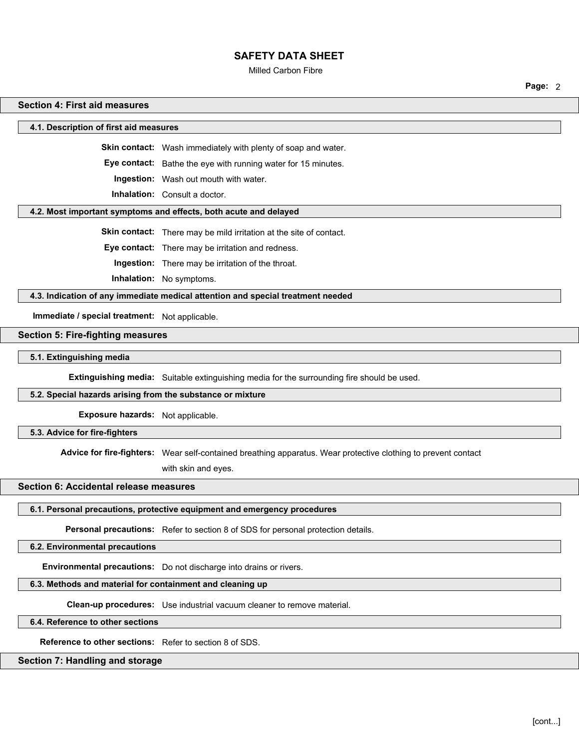## Section 4: First aid measures

### 4.1. Description of first aid measures

**Skin contact:** Wash immediately with plenty of soap and water.

**Eye contact:** Bathe the eye with running water for 15 minutes.

**Ingestion:** Wash out mouth with water.

**Inhalation:** Consult a doctor.

### 4.2. Most important symptoms and effects, both acute and delayed

**Skin contact:** There may be mild irritation at the site of contact.

**Eye contact:** There may be irritation and redness.

**Ingestion:** There may be irritation of the throat.

**Inhalation:** No symptoms.

### 4.3. Indication of any immediate medical attention and special treatment needed

**Immediate / special treatment:** Not applicable.

## Section 5: Fire-fighting measures

### 5.1. Extinguishing media

**Extinguishing media:** Suitable extinguishing media for the surrounding fire should be used.

### 5.2. Special hazards arising from the substance or mixture

**Exposure hazards:** Not applicable.

### 5.3. Advice for fire-fighters

**Advice for fire-fighters:** Wear self-contained breathing apparatus. Wear protective clothing to prevent contact with skin and eyes.

## Section 6: Accidental release measures

### 6.1. Personal precautions, protective equipment and emergency procedures

**Personal precautions:** Refer to section 8 of SDS for personal protection details.

### 6.2. Environmental precautions

**Environmental precautions:** Do not discharge into drains or rivers.

### 6.3. Methods and material for containment and cleaning up

**Clean-up procedures:** Use industrial vacuum cleaner to remove material.

### 6.4. Reference to other sections

**Reference to other sections:** Refer to section 8 of SDS.

## Section 7: Handling and storage

[cont...]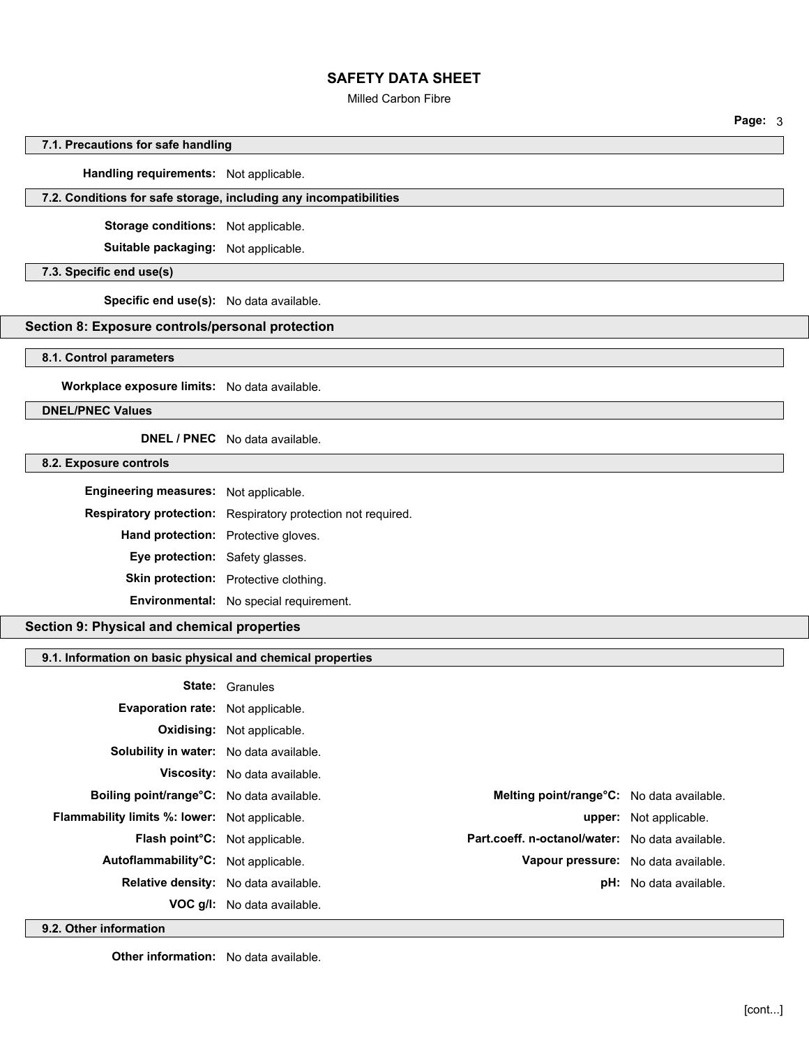### 7.1. Precautions for safe handling

**Handling requirements:** Not applicable.

### 7.2. Conditions for safe storage, including any incompatibilities

**Storage conditions:** Not applicable.

**Suitable packaging:** Not applicable.

### 7.3. Specific end use(s)

**Specific end use(s):** No data available.

## Section 8: Exposure controls/personal protection

### 8.1. Control parameters

**Workplace exposure limits:** No data available.

### DNEL/PNEC Values

**DNEL / PNEC** No data available.

### 8.2. Exposure controls

**Engineering measures:** Not applicable.

**Respiratory protection:** Respiratory protection not required.

**Hand protection:** Protective gloves.

**Eye protection:** Safety glasses.

**Skin protection:** Protective clothing.

**Environmental:** No special requirement.

## Section 9: Physical and chemical properties

### 9.1. Information on basic physical and chemical properties

**State:** Granules

**Evaporation rate:** Not applicable.

**Oxidising:** Not applicable.

**Solubility in water:** No data available.

**Viscosity:** No data available.

**Boiling point/range°C:** No data available.

**Melting point/range°C:** No data available.

**Flammability limits %: lower:** Not applicable.

**upper:** Not applicable.

**Flash point°C:** Not applicable.

**Part.coeff. n-octanol/water:** No data available.

**Autoflammability°C:** Not applicable.

**Vapour pressure:** No data available.

**Relative density:** No data available.

**pH:** No data available.

**VOC g/l:** No data available.

### 9.2. Other information

**Other information:** No data available.

[cont...]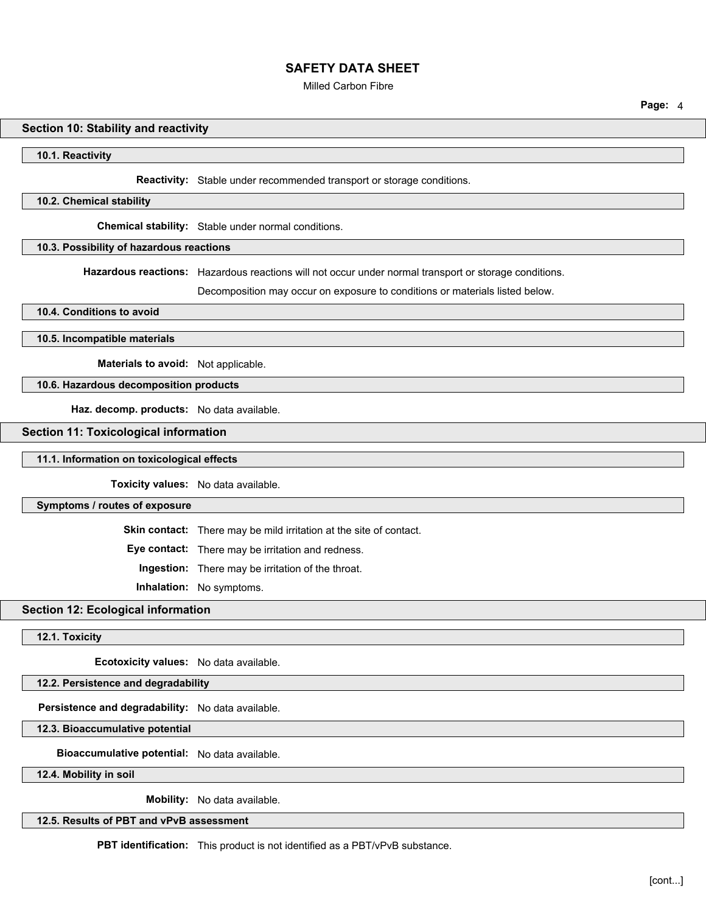## Section 10: Stability and reactivity

### 10.1. Reactivity

**Reactivity:** Stable under recommended transport or storage conditions.

### 10.2. Chemical stability

**Chemical stability:** Stable under normal conditions.

### 10.3. Possibility of hazardous reactions

**Hazardous reactions:** Hazardous reactions will not occur under normal transport or storage conditions.

Decomposition may occur on exposure to conditions or materials listed below.

### 10.4. Conditions to avoid

### 10.5. Incompatible materials

**Materials to avoid:** Not applicable.

### 10.6. Hazardous decomposition products

**Haz. decomp. products:** No data available.

## Section 11: Toxicological information

### 11.1. Information on toxicological effects

**Toxicity values:** No data available.

### Symptoms / routes of exposure

**Skin contact:** There may be mild irritation at the site of contact.

**Eye contact:** There may be irritation and redness.

**Ingestion:** There may be irritation of the throat.

**Inhalation:** No symptoms.

## Section 12: Ecological information

### 12.1. Toxicity

**Ecotoxicity values:** No data available.

### 12.2. Persistence and degradability

**Persistence and degradability:** No data available.

### 12.3. Bioaccumulative potential

**Bioaccumulative potential:** No data available.

### 12.4. Mobility in soil

**Mobility:** No data available.

### 12.5. Results of PBT and vPvB assessment

**PBT identification:** This product is not identified as a PBT/vPvB substance.

[cont...]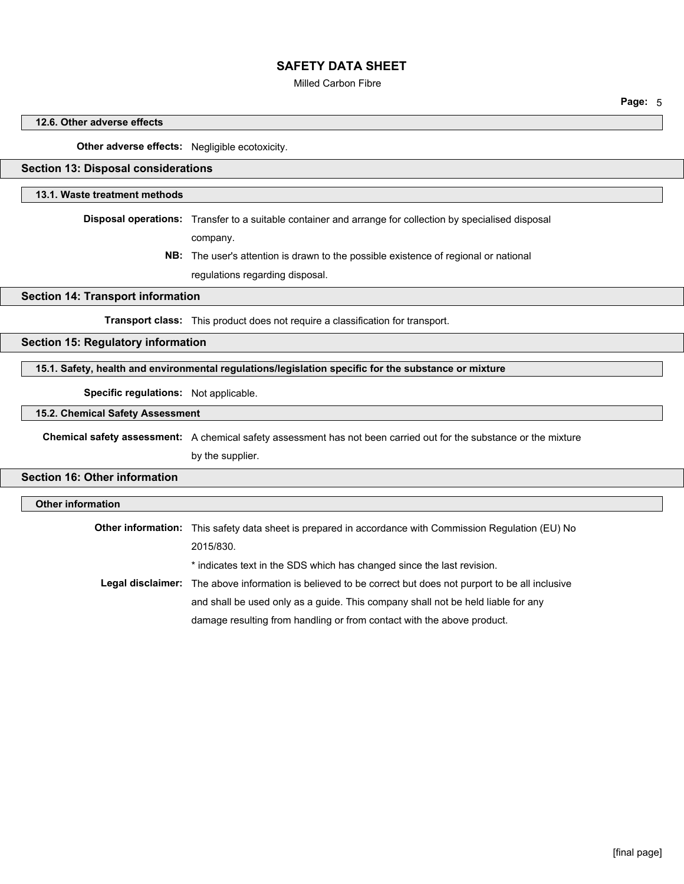### 12.6. Other adverse effects

**Other adverse effects:** Negligible ecotoxicity.

## Section 13: Disposal considerations

### 13.1. Waste treatment methods

**Disposal operations:** Transfer to a suitable container and arrange for collection by specialised disposal company.

**NB:** The user's attention is drawn to the possible existence of regional or national regulations regarding disposal.

## Section 14: Transport information

**Transport class:** This product does not require a classification for transport.

## Section 15: Regulatory information

### 15.1. Safety, health and environmental regulations/legislation specific for the substance or mixture

**Specific regulations:** Not applicable.

### 15.2. Chemical Safety Assessment

**Chemical safety assessment:** A chemical safety assessment has not been carried out for the substance or the mixture by the supplier.

## Section 16: Other information

### Other information

**Other information:** This safety data sheet is prepared in accordance with Commission Regulation (EU) No 2015/830.

* indicates text in the SDS which has changed since the last revision.

**Legal disclaimer:** The above information is believed to be correct but does not purport to be all inclusive and shall be used only as a guide. This company shall not be held liable for any damage resulting from handling or from contact with the above product.

[final page]